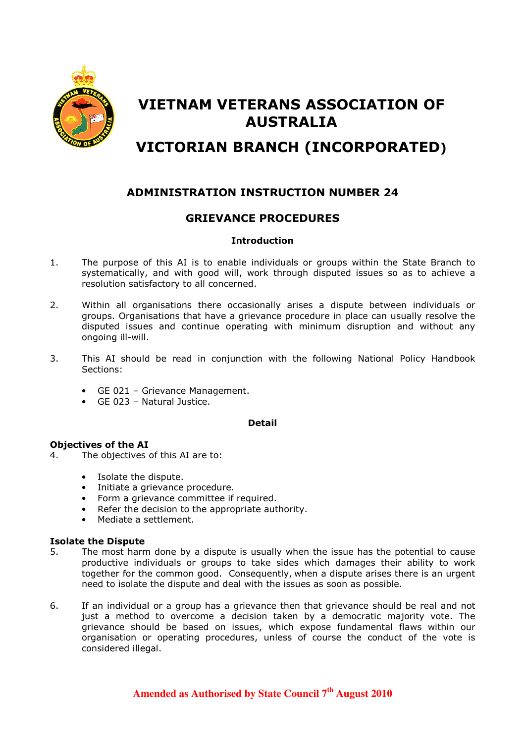# VIETNAM VETERANS ASSOCIATION OF AUSTRALIA

# VICTORIAN BRANCH (INCORPORATED)

## ADMINISTRATION INSTRUCTION NUMBER 24

## GRIEVANCE PROCEDURES

### Introduction

1. The purpose of this AI is to enable individuals or groups within the State Branch to systematically, and with good will, work through disputed issues so as to achieve a resolution satisfactory to all concerned.

2. Within all organisations there occasionally arises a dispute between individuals or groups. Organisations that have a grievance procedure in place can usually resolve the disputed issues and continue operating with minimum disruption and without any ongoing ill-will.

3. This AI should be read in conjunction with the following National Policy Handbook Sections:

   - GE 021 – Grievance Management.
   - GE 023 – Natural Justice.

### Detail

**Objectives of the AI**

4. The objectives of this AI are to:

   - Isolate the dispute.
   - Initiate a grievance procedure.
   - Form a grievance committee if required.
   - Refer the decision to the appropriate authority.
   - Mediate a settlement.

**Isolate the Dispute**

5. The most harm done by a dispute is usually when the issue has the potential to cause productive individuals or groups to take sides which damages their ability to work together for the common good. Consequently, when a dispute arises there is an urgent need to isolate the dispute and deal with the issues as soon as possible.

6. If an individual or a group has a grievance then that grievance should be real and not just a method to overcome a decision taken by a democratic majority vote. The grievance should be based on issues, which expose fundamental flaws within our organisation or operating procedures, unless of course the conduct of the vote is considered illegal.

**Amended as Authorised by State Council 7th August 2010**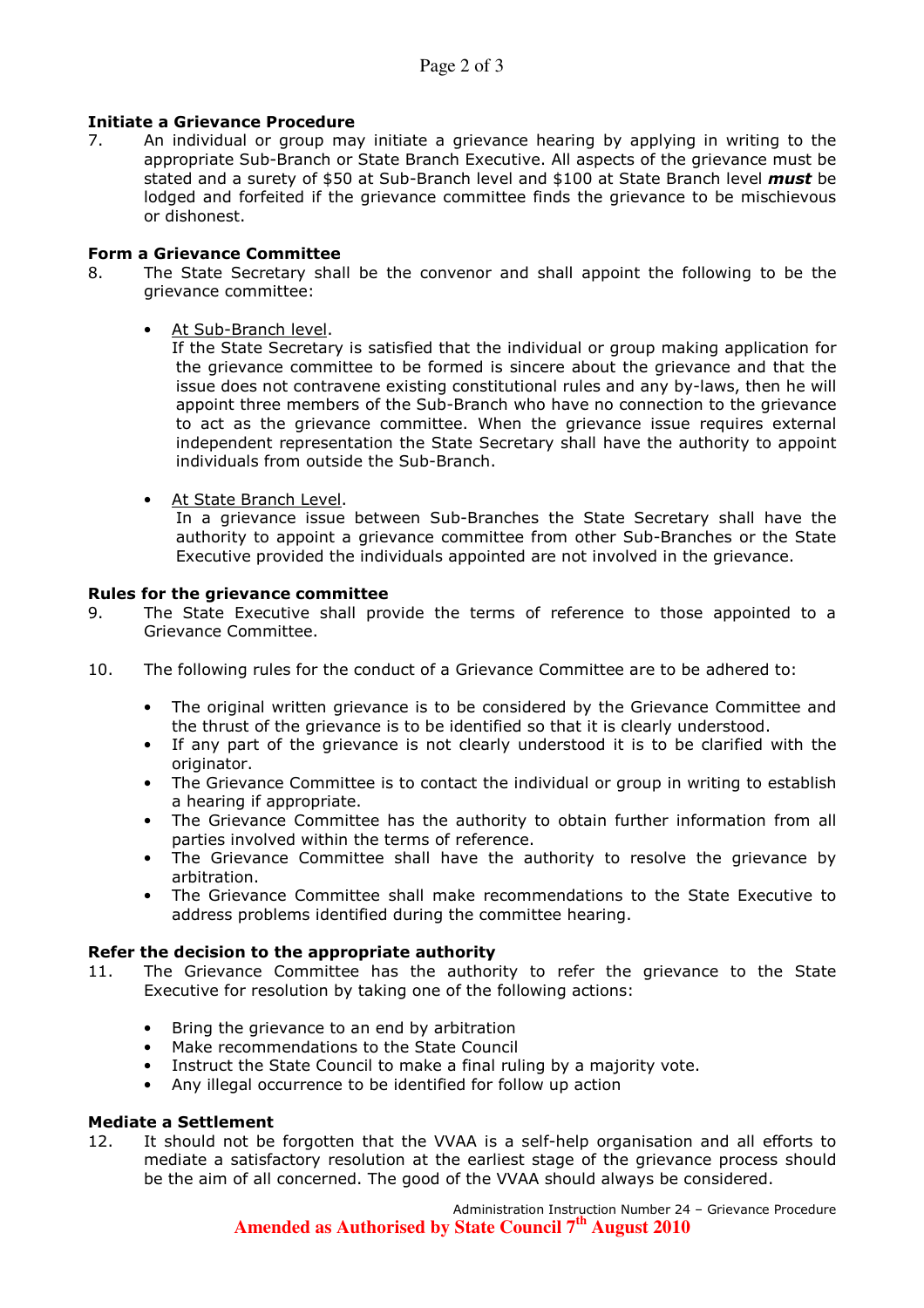**Initiate a Grievance Procedure**

7. An individual or group may initiate a grievance hearing by applying in writing to the appropriate Sub-Branch or State Branch Executive. All aspects of the grievance must be stated and a surety of $50 at Sub-Branch level and $100 at State Branch level ***must*** be lodged and forfeited if the grievance committee finds the grievance to be mischievous or dishonest.

**Form a Grievance Committee**

8. The State Secretary shall be the convenor and shall appoint the following to be the grievance committee:

   - At Sub-Branch level.
     If the State Secretary is satisfied that the individual or group making application for the grievance committee to be formed is sincere about the grievance and that the issue does not contravene existing constitutional rules and any by-laws, then he will appoint three members of the Sub-Branch who have no connection to the grievance to act as the grievance committee. When the grievance issue requires external independent representation the State Secretary shall have the authority to appoint individuals from outside the Sub-Branch.

   - At State Branch Level.
     In a grievance issue between Sub-Branches the State Secretary shall have the authority to appoint a grievance committee from other Sub-Branches or the State Executive provided the individuals appointed are not involved in the grievance.

**Rules for the grievance committee**

9. The State Executive shall provide the terms of reference to those appointed to a Grievance Committee.

10. The following rules for the conduct of a Grievance Committee are to be adhered to:

    - The original written grievance is to be considered by the Grievance Committee and the thrust of the grievance is to be identified so that it is clearly understood.
    - If any part of the grievance is not clearly understood it is to be clarified with the originator.
    - The Grievance Committee is to contact the individual or group in writing to establish a hearing if appropriate.
    - The Grievance Committee has the authority to obtain further information from all parties involved within the terms of reference.
    - The Grievance Committee shall have the authority to resolve the grievance by arbitration.
    - The Grievance Committee shall make recommendations to the State Executive to address problems identified during the committee hearing.

**Refer the decision to the appropriate authority**

11. The Grievance Committee has the authority to refer the grievance to the State Executive for resolution by taking one of the following actions:

    - Bring the grievance to an end by arbitration
    - Make recommendations to the State Council
    - Instruct the State Council to make a final ruling by a majority vote.
    - Any illegal occurrence to be identified for follow up action

**Mediate a Settlement**

12. It should not be forgotten that the VVAA is a self-help organisation and all efforts to mediate a satisfactory resolution at the earliest stage of the grievance process should be the aim of all concerned. The good of the VVAA should always be considered.

Administration Instruction Number 24 – Grievance Procedure

**Amended as Authorised by State Council 7th August 2010**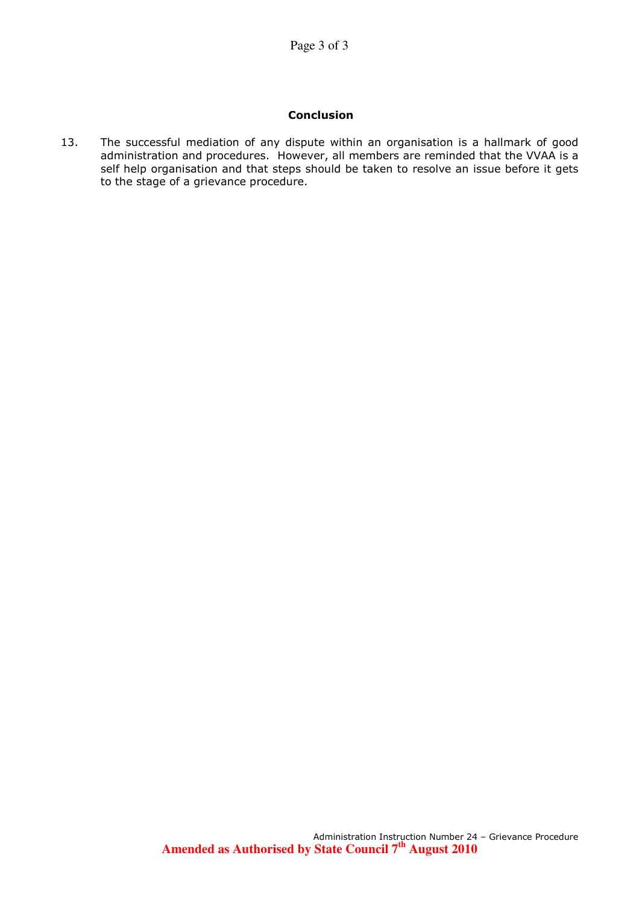## Conclusion

13. The successful mediation of any dispute within an organisation is a hallmark of good administration and procedures. However, all members are reminded that the VVAA is a self help organisation and that steps should be taken to resolve an issue before it gets to the stage of a grievance procedure.